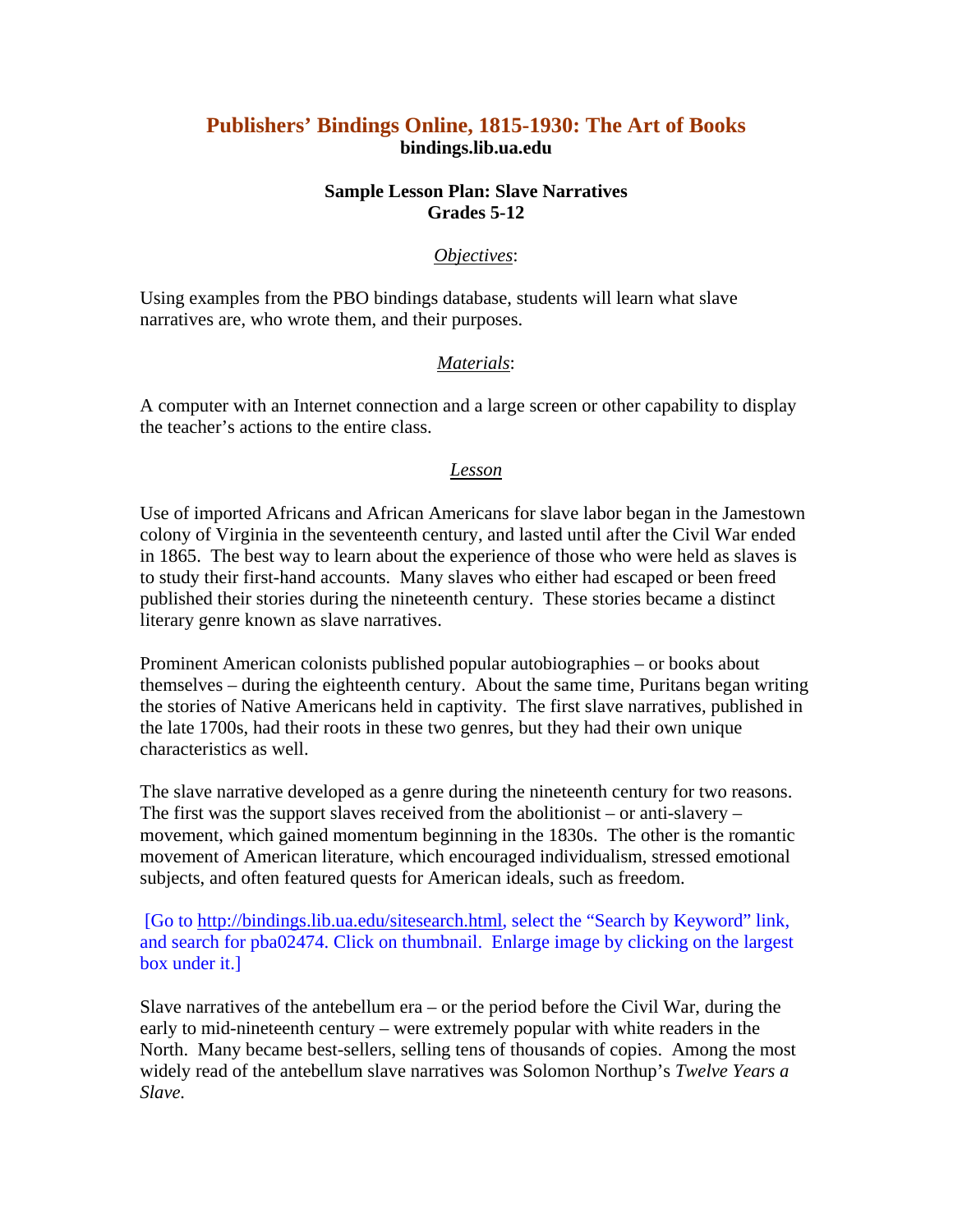# Publishers' Bindings Online, 1815-1930: The Art of Books

**bindings.lib.ua.edu**

## Sample Lesson Plan: Slave Narratives
## Grades 5-12

### *Objectives*:

Using examples from the PBO bindings database, students will learn what slave narratives are, who wrote them, and their purposes.

### *Materials*:

A computer with an Internet connection and a large screen or other capability to display the teacher's actions to the entire class.

### *Lesson*

Use of imported Africans and African Americans for slave labor began in the Jamestown colony of Virginia in the seventeenth century, and lasted until after the Civil War ended in 1865. The best way to learn about the experience of those who were held as slaves is to study their first-hand accounts. Many slaves who either had escaped or been freed published their stories during the nineteenth century. These stories became a distinct literary genre known as slave narratives.

Prominent American colonists published popular autobiographies – or books about themselves – during the eighteenth century. About the same time, Puritans began writing the stories of Native Americans held in captivity. The first slave narratives, published in the late 1700s, had their roots in these two genres, but they had their own unique characteristics as well.

The slave narrative developed as a genre during the nineteenth century for two reasons. The first was the support slaves received from the abolitionist – or anti-slavery – movement, which gained momentum beginning in the 1830s. The other is the romantic movement of American literature, which encouraged individualism, stressed emotional subjects, and often featured quests for American ideals, such as freedom.

[Go to http://bindings.lib.ua.edu/sitesearch.html, select the "Search by Keyword" link, and search for pba02474. Click on thumbnail. Enlarge image by clicking on the largest box under it.]

Slave narratives of the antebellum era – or the period before the Civil War, during the early to mid-nineteenth century – were extremely popular with white readers in the North. Many became best-sellers, selling tens of thousands of copies. Among the most widely read of the antebellum slave narratives was Solomon Northup's *Twelve Years a Slave.*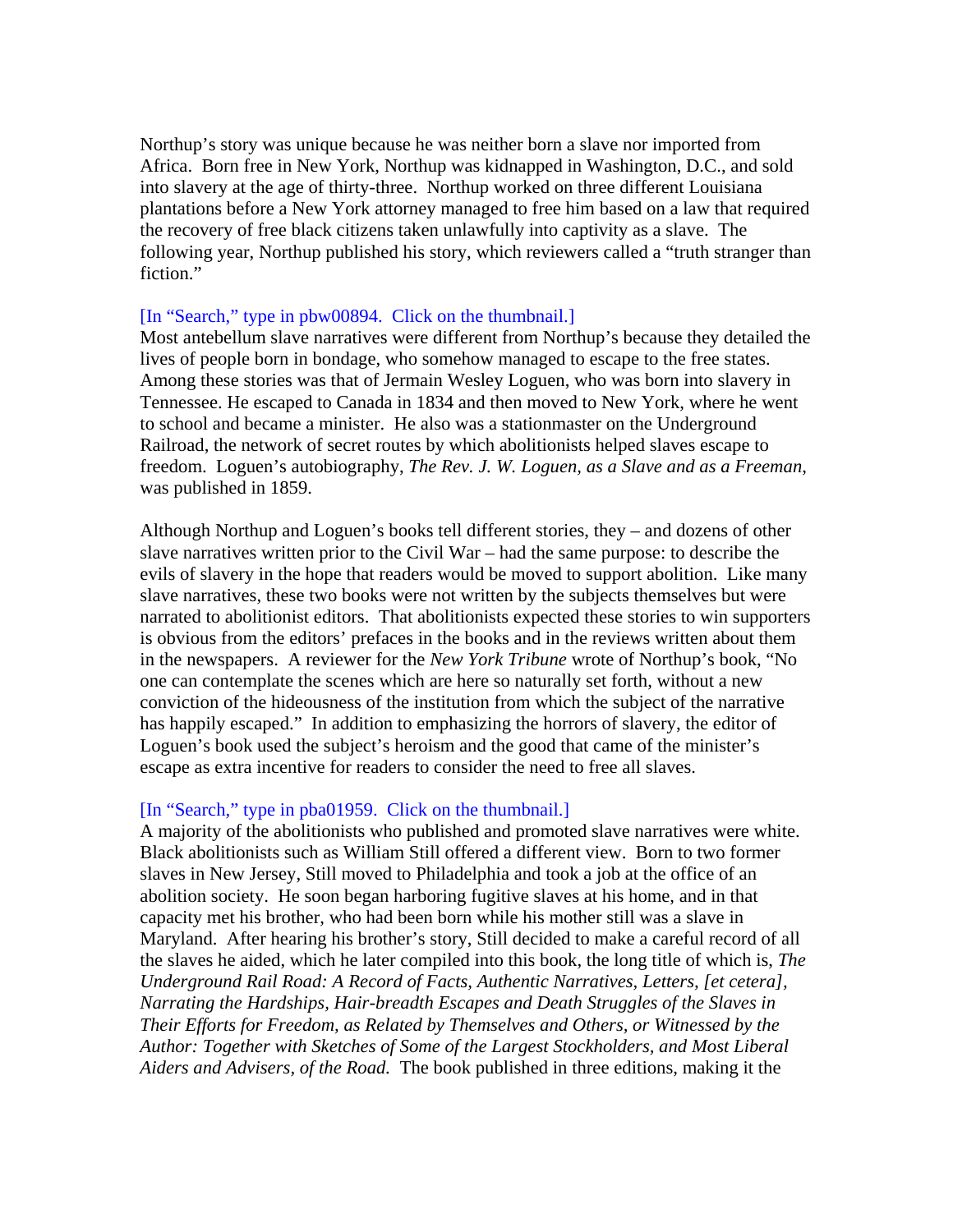Northup's story was unique because he was neither born a slave nor imported from Africa. Born free in New York, Northup was kidnapped in Washington, D.C., and sold into slavery at the age of thirty-three. Northup worked on three different Louisiana plantations before a New York attorney managed to free him based on a law that required the recovery of free black citizens taken unlawfully into captivity as a slave. The following year, Northup published his story, which reviewers called a "truth stranger than fiction."

[In "Search," type in pbw00894. Click on the thumbnail.]
Most antebellum slave narratives were different from Northup's because they detailed the lives of people born in bondage, who somehow managed to escape to the free states. Among these stories was that of Jermain Wesley Loguen, who was born into slavery in Tennessee. He escaped to Canada in 1834 and then moved to New York, where he went to school and became a minister. He also was a stationmaster on the Underground Railroad, the network of secret routes by which abolitionists helped slaves escape to freedom. Loguen's autobiography, *The Rev. J. W. Loguen, as a Slave and as a Freeman*, was published in 1859.

Although Northup and Loguen's books tell different stories, they – and dozens of other slave narratives written prior to the Civil War – had the same purpose: to describe the evils of slavery in the hope that readers would be moved to support abolition. Like many slave narratives, these two books were not written by the subjects themselves but were narrated to abolitionist editors. That abolitionists expected these stories to win supporters is obvious from the editors' prefaces in the books and in the reviews written about them in the newspapers. A reviewer for the *New York Tribune* wrote of Northup's book, "No one can contemplate the scenes which are here so naturally set forth, without a new conviction of the hideousness of the institution from which the subject of the narrative has happily escaped." In addition to emphasizing the horrors of slavery, the editor of Loguen's book used the subject's heroism and the good that came of the minister's escape as extra incentive for readers to consider the need to free all slaves.

[In "Search," type in pba01959. Click on the thumbnail.]
A majority of the abolitionists who published and promoted slave narratives were white. Black abolitionists such as William Still offered a different view. Born to two former slaves in New Jersey, Still moved to Philadelphia and took a job at the office of an abolition society. He soon began harboring fugitive slaves at his home, and in that capacity met his brother, who had been born while his mother still was a slave in Maryland. After hearing his brother's story, Still decided to make a careful record of all the slaves he aided, which he later compiled into this book, the long title of which is, *The Underground Rail Road: A Record of Facts, Authentic Narratives, Letters, [et cetera], Narrating the Hardships, Hair-breadth Escapes and Death Struggles of the Slaves in Their Efforts for Freedom, as Related by Themselves and Others, or Witnessed by the Author: Together with Sketches of Some of the Largest Stockholders, and Most Liberal Aiders and Advisers, of the Road.* The book published in three editions, making it the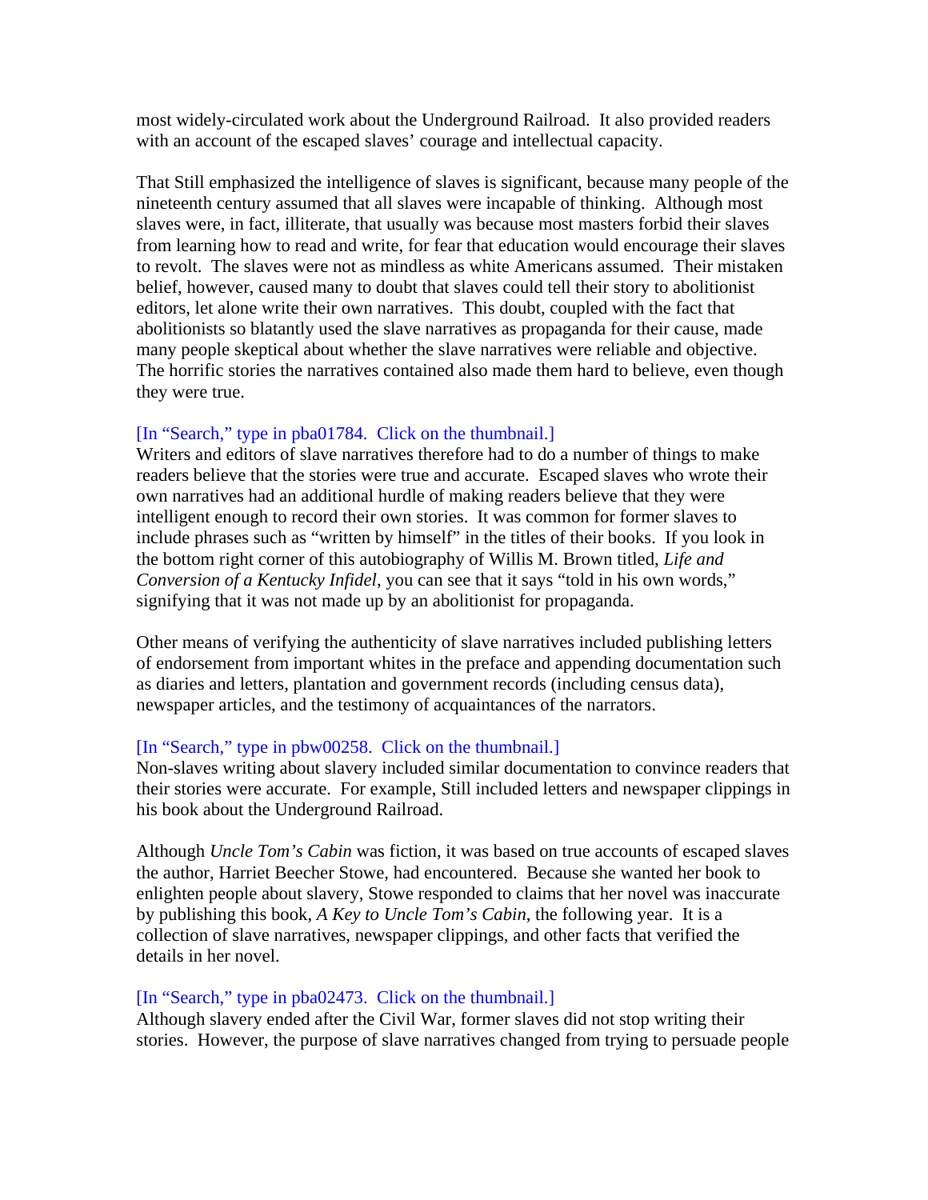most widely-circulated work about the Underground Railroad. It also provided readers with an account of the escaped slaves' courage and intellectual capacity.

That Still emphasized the intelligence of slaves is significant, because many people of the nineteenth century assumed that all slaves were incapable of thinking. Although most slaves were, in fact, illiterate, that usually was because most masters forbid their slaves from learning how to read and write, for fear that education would encourage their slaves to revolt. The slaves were not as mindless as white Americans assumed. Their mistaken belief, however, caused many to doubt that slaves could tell their story to abolitionist editors, let alone write their own narratives. This doubt, coupled with the fact that abolitionists so blatantly used the slave narratives as propaganda for their cause, made many people skeptical about whether the slave narratives were reliable and objective. The horrific stories the narratives contained also made them hard to believe, even though they were true.

[In "Search," type in pba01784. Click on the thumbnail.]
Writers and editors of slave narratives therefore had to do a number of things to make readers believe that the stories were true and accurate. Escaped slaves who wrote their own narratives had an additional hurdle of making readers believe that they were intelligent enough to record their own stories. It was common for former slaves to include phrases such as "written by himself" in the titles of their books. If you look in the bottom right corner of this autobiography of Willis M. Brown titled, *Life and Conversion of a Kentucky Infidel*, you can see that it says "told in his own words," signifying that it was not made up by an abolitionist for propaganda.

Other means of verifying the authenticity of slave narratives included publishing letters of endorsement from important whites in the preface and appending documentation such as diaries and letters, plantation and government records (including census data), newspaper articles, and the testimony of acquaintances of the narrators.

[In "Search," type in pbw00258. Click on the thumbnail.]
Non-slaves writing about slavery included similar documentation to convince readers that their stories were accurate. For example, Still included letters and newspaper clippings in his book about the Underground Railroad.

Although *Uncle Tom's Cabin* was fiction, it was based on true accounts of escaped slaves the author, Harriet Beecher Stowe, had encountered. Because she wanted her book to enlighten people about slavery, Stowe responded to claims that her novel was inaccurate by publishing this book, *A Key to Uncle Tom's Cabin*, the following year. It is a collection of slave narratives, newspaper clippings, and other facts that verified the details in her novel.

[In "Search," type in pba02473. Click on the thumbnail.]
Although slavery ended after the Civil War, former slaves did not stop writing their stories. However, the purpose of slave narratives changed from trying to persuade people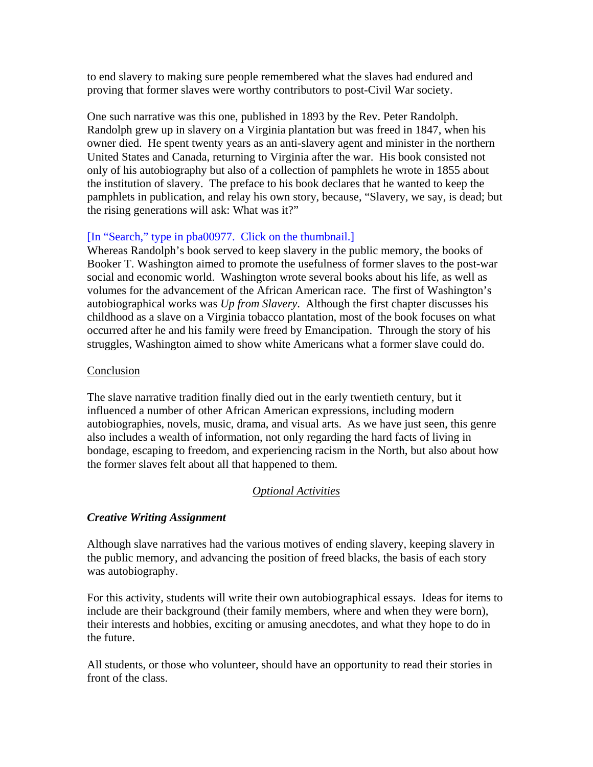to end slavery to making sure people remembered what the slaves had endured and proving that former slaves were worthy contributors to post-Civil War society.

One such narrative was this one, published in 1893 by the Rev. Peter Randolph. Randolph grew up in slavery on a Virginia plantation but was freed in 1847, when his owner died. He spent twenty years as an anti-slavery agent and minister in the northern United States and Canada, returning to Virginia after the war. His book consisted not only of his autobiography but also of a collection of pamphlets he wrote in 1855 about the institution of slavery. The preface to his book declares that he wanted to keep the pamphlets in publication, and relay his own story, because, "Slavery, we say, is dead; but the rising generations will ask: What was it?"

[In "Search," type in pba00977. Click on the thumbnail.]
Whereas Randolph's book served to keep slavery in the public memory, the books of Booker T. Washington aimed to promote the usefulness of former slaves to the post-war social and economic world. Washington wrote several books about his life, as well as volumes for the advancement of the African American race. The first of Washington's autobiographical works was *Up from Slavery*. Although the first chapter discusses his childhood as a slave on a Virginia tobacco plantation, most of the book focuses on what occurred after he and his family were freed by Emancipation. Through the story of his struggles, Washington aimed to show white Americans what a former slave could do.

## Conclusion

The slave narrative tradition finally died out in the early twentieth century, but it influenced a number of other African American expressions, including modern autobiographies, novels, music, drama, and visual arts. As we have just seen, this genre also includes a wealth of information, not only regarding the hard facts of living in bondage, escaping to freedom, and experiencing racism in the North, but also about how the former slaves felt about all that happened to them.

## *Optional Activities*

### *Creative Writing Assignment*

Although slave narratives had the various motives of ending slavery, keeping slavery in the public memory, and advancing the position of freed blacks, the basis of each story was autobiography.

For this activity, students will write their own autobiographical essays. Ideas for items to include are their background (their family members, where and when they were born), their interests and hobbies, exciting or amusing anecdotes, and what they hope to do in the future.

All students, or those who volunteer, should have an opportunity to read their stories in front of the class.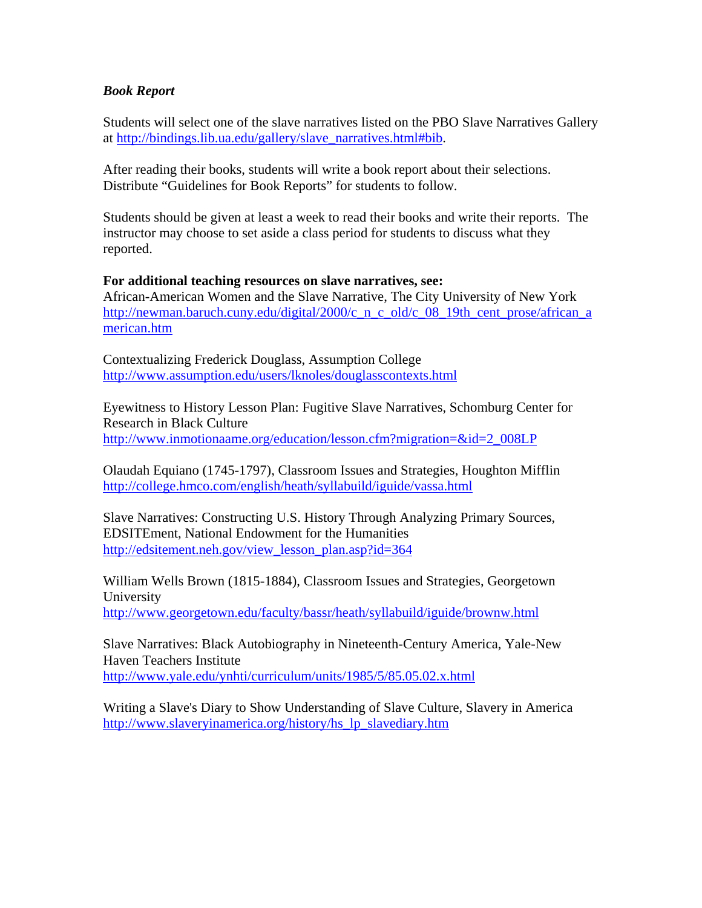***Book Report***

Students will select one of the slave narratives listed on the PBO Slave Narratives Gallery at http://bindings.lib.ua.edu/gallery/slave_narratives.html#bib.

After reading their books, students will write a book report about their selections. Distribute "Guidelines for Book Reports" for students to follow.

Students should be given at least a week to read their books and write their reports. The instructor may choose to set aside a class period for students to discuss what they reported.

**For additional teaching resources on slave narratives, see:**
African-American Women and the Slave Narrative, The City University of New York
http://newman.baruch.cuny.edu/digital/2000/c_n_c_old/c_08_19th_cent_prose/african_american.htm

Contextualizing Frederick Douglass, Assumption College
http://www.assumption.edu/users/lknoles/douglasscontexts.html

Eyewitness to History Lesson Plan: Fugitive Slave Narratives, Schomburg Center for Research in Black Culture
http://www.inmotionaame.org/education/lesson.cfm?migration=&id=2_008LP

Olaudah Equiano (1745-1797), Classroom Issues and Strategies, Houghton Mifflin
http://college.hmco.com/english/heath/syllabuild/iguide/vassa.html

Slave Narratives: Constructing U.S. History Through Analyzing Primary Sources, EDSITEment, National Endowment for the Humanities
http://edsitement.neh.gov/view_lesson_plan.asp?id=364

William Wells Brown (1815-1884), Classroom Issues and Strategies, Georgetown University
http://www.georgetown.edu/faculty/bassr/heath/syllabuild/iguide/brownw.html

Slave Narratives: Black Autobiography in Nineteenth-Century America, Yale-New Haven Teachers Institute
http://www.yale.edu/ynhti/curriculum/units/1985/5/85.05.02.x.html

Writing a Slave's Diary to Show Understanding of Slave Culture, Slavery in America
http://www.slaveryinamerica.org/history/hs_lp_slavediary.htm